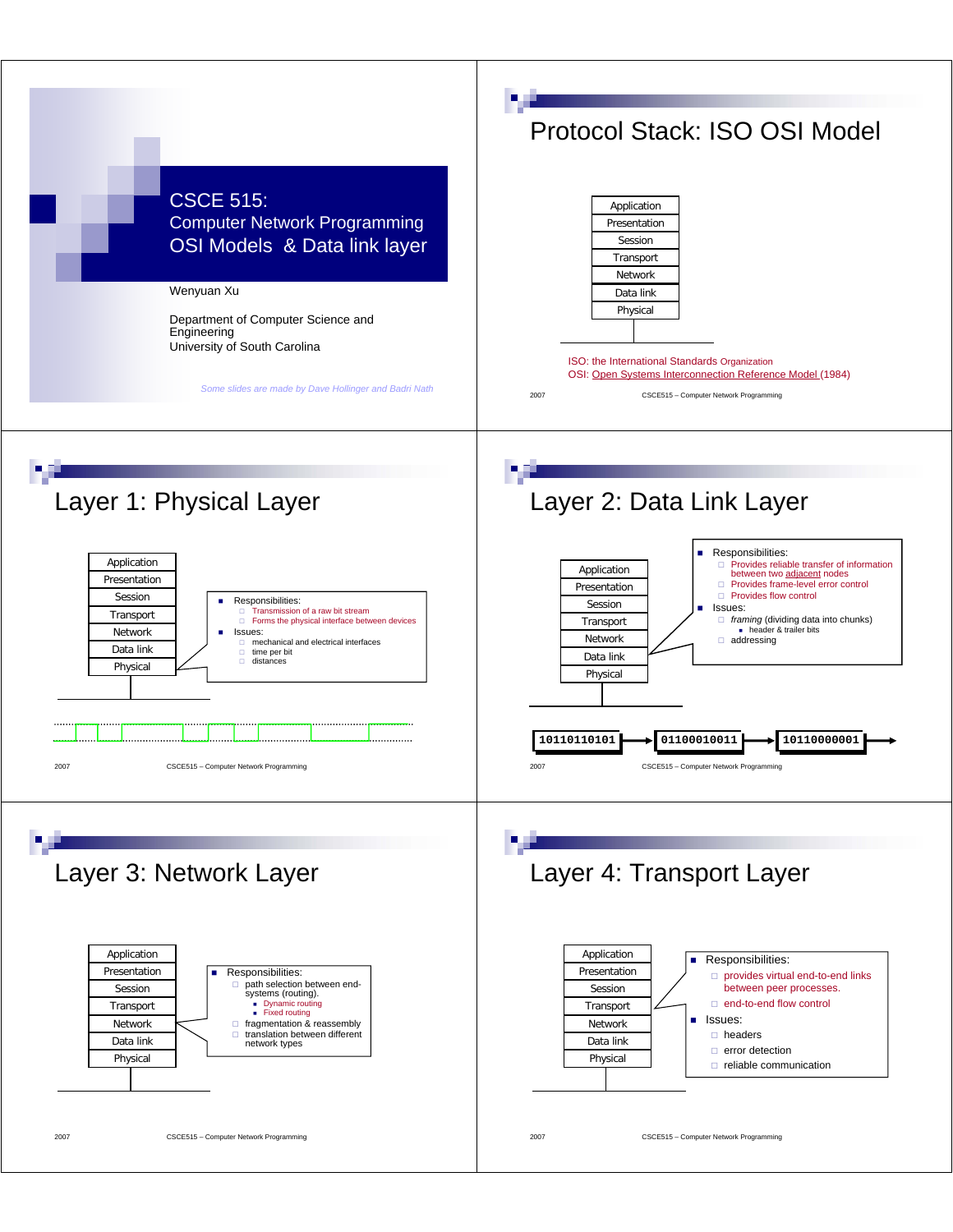# CSCE 515: Computer Network Programming
## OSI Models & Data link layer

Wenyuan Xu

Department of Computer Science and Engineering
University of South Carolina

*Some slides are made by Dave Hollinger and Badri Nath*

---

## Protocol Stack: ISO OSI Model

- Application
- Presentation
- Session
- Transport
- Network
- Data link
- Physical

ISO: the International Standards Organization
OSI: Open Systems Interconnection Reference Model (1984)

---

## Layer 1: Physical Layer

- Application
- Presentation
- Session
- Transport
- Network
- Data link
- Physical

- Responsibilities:
  - Transmission of a raw bit stream
  - Forms the physical interface between devices
- Issues:
  - mechanical and electrical interfaces
  - time per bit
  - distances

---

## Layer 2: Data Link Layer

- Application
- Presentation
- Session
- Transport
- Network
- Data link
- Physical

- Responsibilities:
  - Provides reliable transfer of information between two adjacent nodes
  - Provides frame-level error control
  - Provides flow control
- Issues:
  - *framing* (dividing data into chunks)
    - header & trailer bits
  - addressing

10110110101 → 01100010011 → 10110000001 →

---

## Layer 3: Network Layer

- Application
- Presentation
- Session
- Transport
- Network
- Data link
- Physical

- Responsibilities:
  - path selection between end-systems (routing).
    - Dynamic routing
    - Fixed routing
  - fragmentation & reassembly
  - translation between different network types

---

## Layer 4: Transport Layer

- Application
- Presentation
- Session
- Transport
- Network
- Data link
- Physical

- Responsibilities:
  - provides virtual end-to-end links between peer processes.
  - end-to-end flow control
- Issues:
  - headers
  - error detection
  - reliable communication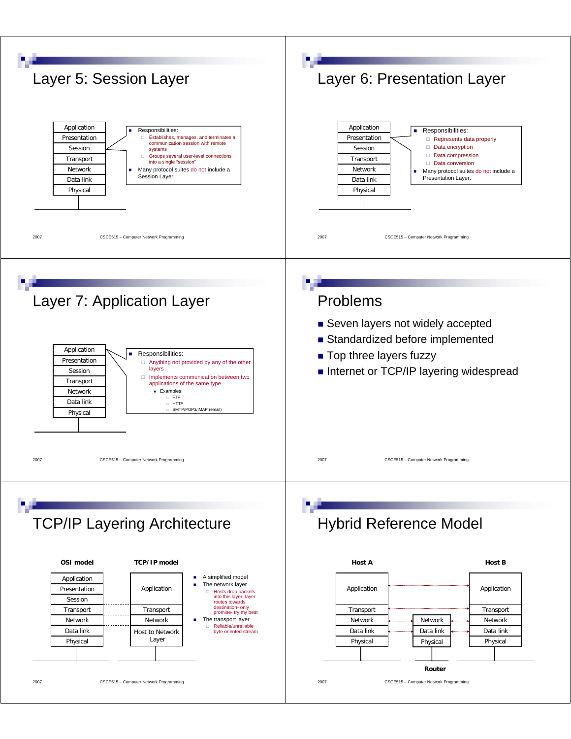# Layer 5: Session Layer

| Application |
| --- |
| Presentation |
| Session |
| Transport |
| Network |
| Data link |
| Physical |

- Responsibilities:
  - Establishes, manages, and terminates a communication session with remote systems
  - Groups several user-level connections into a single "session"
- Many protocol suites do not include a Session Layer.

# Layer 6: Presentation Layer

| Application |
| --- |
| Presentation |
| Session |
| Transport |
| Network |
| Data link |
| Physical |

- Responsibilities:
  - Represents data properly
  - Data encryption
  - Data compression
  - Data conversion
- Many protocol suites do not include a Presentation Layer.

# Layer 7: Application Layer

| Application |
| --- |
| Presentation |
| Session |
| Transport |
| Network |
| Data link |
| Physical |

- Responsibilities:
  - Anything not provided by any of the other layers
  - Implements communication between two applications of the same type
    - Examples:
      - FTP
      - HTTP
      - SMTP/POP3/IMAP (email)

# Problems

- Seven layers not widely accepted
- Standardized before implemented
- Top three layers fuzzy
- Internet or TCP/IP layering widespread

# TCP/IP Layering Architecture

| OSI model | TCP/IP model |
| --- | --- |
| Application | Application |
| Presentation | |
| Session | |
| Transport | Transport |
| Network | Network |
| Data link | Host to Network Layer |
| Physical | |

- A simplified model
- The network layer
  - Hosts drop packets into this layer, layer routes towards destination- only promise- try my best
- The transport layer
  - Reliable/unreliable byte oriented stream

# Hybrid Reference Model

| Host A | Router | Host B |
| --- | --- | --- |
| Application | | Application |
| Transport | | Transport |
| Network | Network | Network |
| Data link | Data link | Data link |
| Physical | Physical | Physical |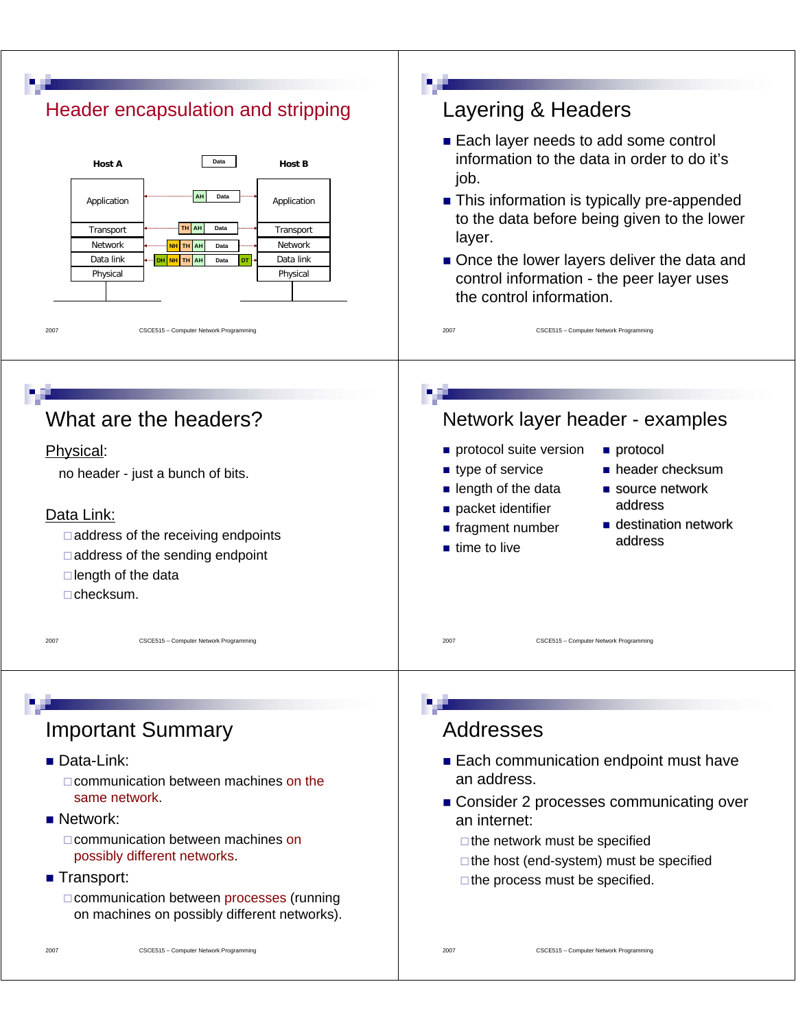## Header encapsulation and stripping

Host A

| Application |
| --- |
| Transport |
| Network |
| Data link |
| Physical |

Host B

| Application |
| --- |
| Transport |
| Network |
| Data link |
| Physical |

- Data
- AH | Data
- TH | AH | Data
- NH | TH | AH | Data
- DH | NH | TH | AH | Data | DT

## Layering & Headers

- Each layer needs to add some control information to the data in order to do it's job.
- This information is typically pre-appended to the data before being given to the lower layer.
- Once the lower layers deliver the data and control information - the peer layer uses the control information.

## What are the headers?

Physical:

no header - just a bunch of bits.

Data Link:

- address of the receiving endpoints
- address of the sending endpoint
- length of the data
- checksum.

## Network layer header - examples

- protocol suite version
- type of service
- length of the data
- packet identifier
- fragment number
- time to live
- protocol
- header checksum
- source network address
- destination network address

## Important Summary

- Data-Link:
  - communication between machines on the same network.
- Network:
  - communication between machines on possibly different networks.
- Transport:
  - communication between processes (running on machines on possibly different networks).

## Addresses

- Each communication endpoint must have an address.
- Consider 2 processes communicating over an internet:
  - the network must be specified
  - the host (end-system) must be specified
  - the process must be specified.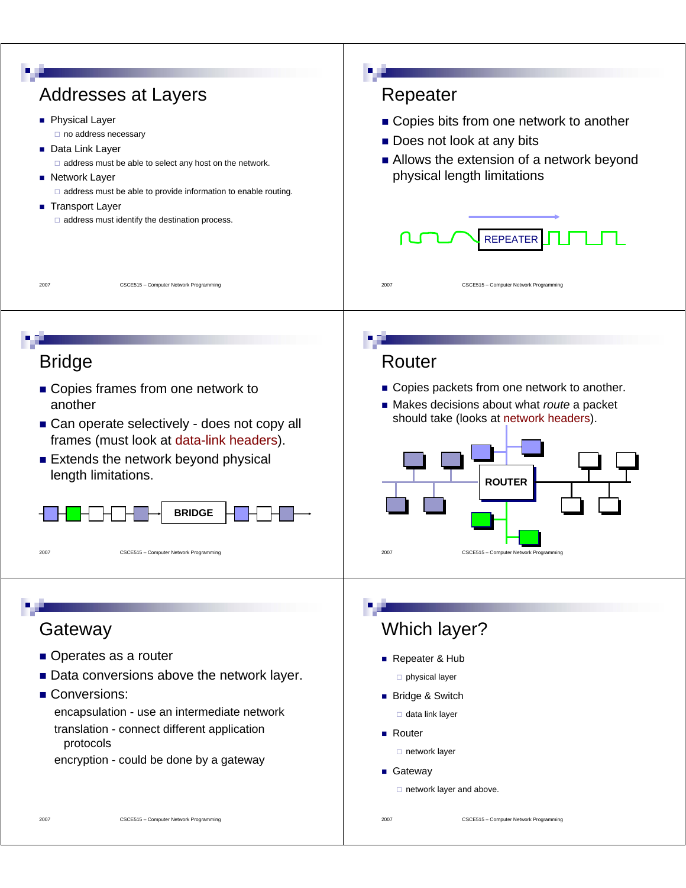## Addresses at Layers

- Physical Layer
  - no address necessary
- Data Link Layer
  - address must be able to select any host on the network.
- Network Layer
  - address must be able to provide information to enable routing.
- Transport Layer
  - address must identify the destination process.

## Repeater

- Copies bits from one network to another
- Does not look at any bits
- Allows the extension of a network beyond physical length limitations

REPEATER

## Bridge

- Copies frames from one network to another
- Can operate selectively - does not copy all frames (must look at data-link headers).
- Extends the network beyond physical length limitations.

BRIDGE

## Router

- Copies packets from one network to another.
- Makes decisions about what *route* a packet should take (looks at network headers).

ROUTER

## Gateway

- Operates as a router
- Data conversions above the network layer.
- Conversions:

  encapsulation - use an intermediate network

  translation - connect different application protocols

  encryption - could be done by a gateway

## Which layer?

- Repeater & Hub
  - physical layer
- Bridge & Switch
  - data link layer
- Router
  - network layer
- Gateway
  - network layer and above.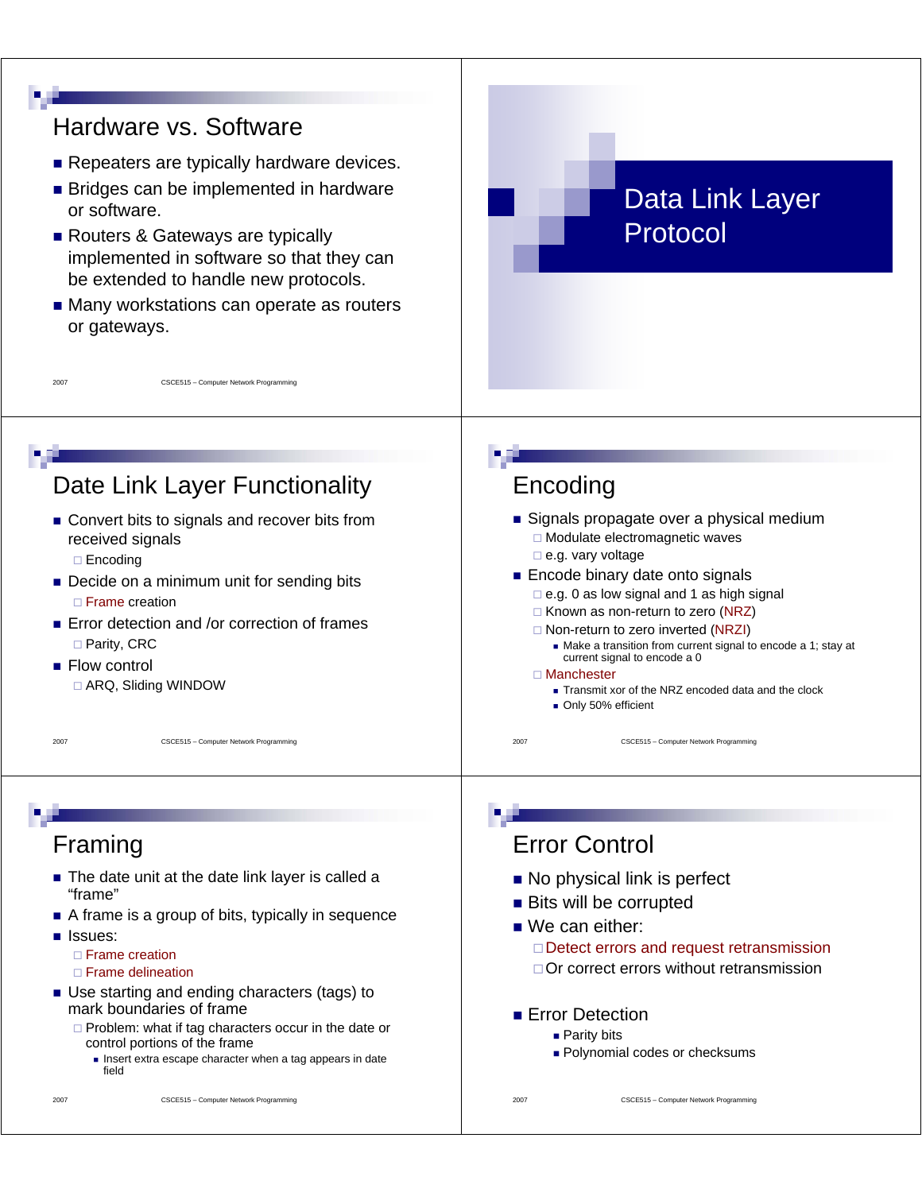## Hardware vs. Software

- Repeaters are typically hardware devices.
- Bridges can be implemented in hardware or software.
- Routers & Gateways are typically implemented in software so that they can be extended to handle new protocols.
- Many workstations can operate as routers or gateways.

# Data Link Layer Protocol

## Date Link Layer Functionality

- Convert bits to signals and recover bits from received signals
  - Encoding
- Decide on a minimum unit for sending bits
  - Frame creation
- Error detection and /or correction of frames
  - Parity, CRC
- Flow control
  - ARQ, Sliding WINDOW

## Encoding

- Signals propagate over a physical medium
  - Modulate electromagnetic waves
  - e.g. vary voltage
- Encode binary date onto signals
  - e.g. 0 as low signal and 1 as high signal
  - Known as non-return to zero (NRZ)
  - Non-return to zero inverted (NRZI)
    - Make a transition from current signal to encode a 1; stay at current signal to encode a 0
  - Manchester
    - Transmit xor of the NRZ encoded data and the clock
    - Only 50% efficient

## Framing

- The date unit at the date link layer is called a “frame”
- A frame is a group of bits, typically in sequence
- Issues:
  - Frame creation
  - Frame delineation
- Use starting and ending characters (tags) to mark boundaries of frame
  - Problem: what if tag characters occur in the date or control portions of the frame
    - Insert extra escape character when a tag appears in date field

## Error Control

- No physical link is perfect
- Bits will be corrupted
- We can either:
  - Detect errors and request retransmission
  - Or correct errors without retransmission

- Error Detection
  - Parity bits
  - Polynomial codes or checksums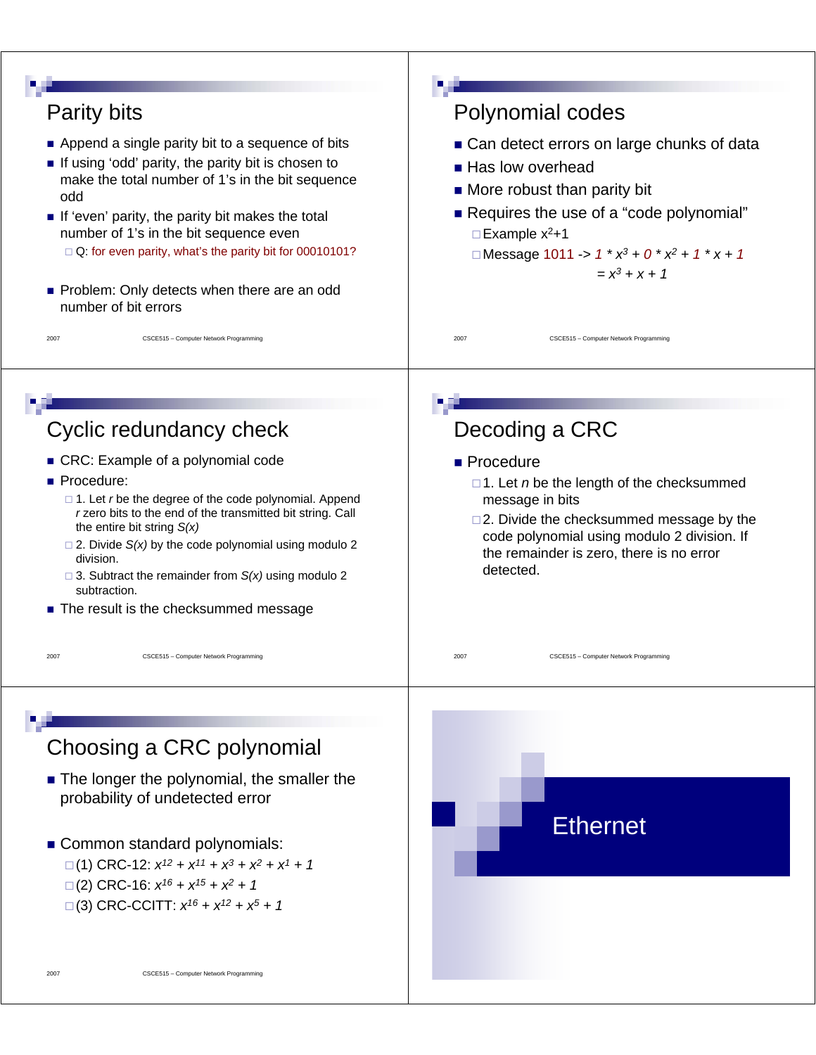## Parity bits

- Append a single parity bit to a sequence of bits
- If using 'odd' parity, the parity bit is chosen to make the total number of 1's in the bit sequence odd
- If 'even' parity, the parity bit makes the total number of 1's in the bit sequence even
  - Q: for even parity, what's the parity bit for 00010101?
- Problem: Only detects when there are an odd number of bit errors

## Polynomial codes

- Can detect errors on large chunks of data
- Has low overhead
- More robust than parity bit
- Requires the use of a "code polynomial"
  - Example $x^2+1$
  - Message 1011 -> $1 * x^3 + 0 * x^2 + 1 * x + 1$
    $= x^3 + x + 1$

## Cyclic redundancy check

- CRC: Example of a polynomial code
- Procedure:
  - 1. Let $r$ be the degree of the code polynomial. Append $r$ zero bits to the end of the transmitted bit string. Call the entire bit string $S(x)$
  - 2. Divide $S(x)$ by the code polynomial using modulo 2 division.
  - 3. Subtract the remainder from $S(x)$ using modulo 2 subtraction.
- The result is the checksummed message

## Decoding a CRC

- Procedure
  - 1. Let $n$ be the length of the checksummed message in bits
  - 2. Divide the checksummed message by the code polynomial using modulo 2 division. If the remainder is zero, there is no error detected.

## Choosing a CRC polynomial

- The longer the polynomial, the smaller the probability of undetected error
- Common standard polynomials:
  - (1) CRC-12: $x^{12} + x^{11} + x^3 + x^2 + x^1 + 1$
  - (2) CRC-16: $x^{16} + x^{15} + x^2 + 1$
  - (3) CRC-CCITT: $x^{16} + x^{12} + x^5 + 1$

# Ethernet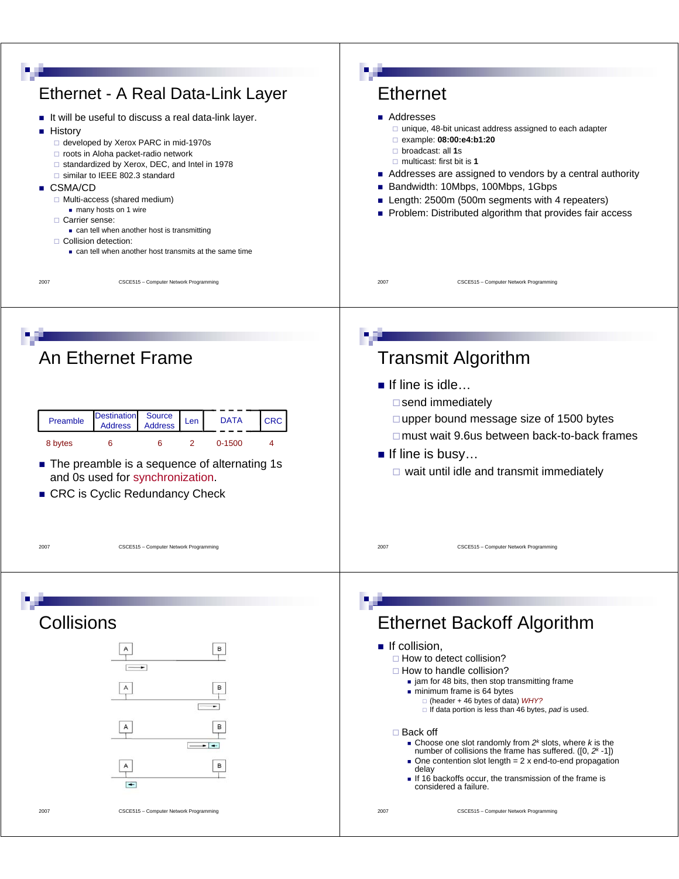## Ethernet - A Real Data-Link Layer

- It will be useful to discuss a real data-link layer.
- History
  - developed by Xerox PARC in mid-1970s
  - roots in Aloha packet-radio network
  - standardized by Xerox, DEC, and Intel in 1978
  - similar to IEEE 802.3 standard
- CSMA/CD
  - Multi-access (shared medium)
    - many hosts on 1 wire
  - Carrier sense:
    - can tell when another host is transmitting
  - Collision detection:
    - can tell when another host transmits at the same time

## Ethernet

- Addresses
  - unique, 48-bit unicast address assigned to each adapter
  - example: **08:00:e4:b1:20**
  - broadcast: all **1**s
  - multicast: first bit is **1**
- Addresses are assigned to vendors by a central authority
- Bandwidth: 10Mbps, 100Mbps, 1Gbps
- Length: 2500m (500m segments with 4 repeaters)
- Problem: Distributed algorithm that provides fair access

## An Ethernet Frame

| Preamble | Destination Address | Source Address | Len | DATA | CRC |
|---|---|---|---|---|---|
| 8 bytes | 6 | 6 | 2 | 0-1500 | 4 |

- The preamble is a sequence of alternating 1s and 0s used for synchronization.
- CRC is Cyclic Redundancy Check

## Transmit Algorithm

- If line is idle…
  - send immediately
  - upper bound message size of 1500 bytes
  - must wait 9.6us between back-to-back frames
- If line is busy…
  - wait until idle and transmit immediately

## Collisions

A B

A B

A B

A B

## Ethernet Backoff Algorithm

- If collision,
  - How to detect collision?
  - How to handle collision?
    - jam for 48 bits, then stop transmitting frame
    - minimum frame is 64 bytes
      - (header + 46 bytes of data) *WHY?*
      - If data portion is less than 46 bytes, *pad* is used.
  - Back off
    - Choose one slot randomly from $2^k$ slots, where $k$ is the number of collisions the frame has suffered. ($[0, 2^k - 1]$)
    - One contention slot length = 2 x end-to-end propagation delay
    - If 16 backoffs occur, the transmission of the frame is considered a failure.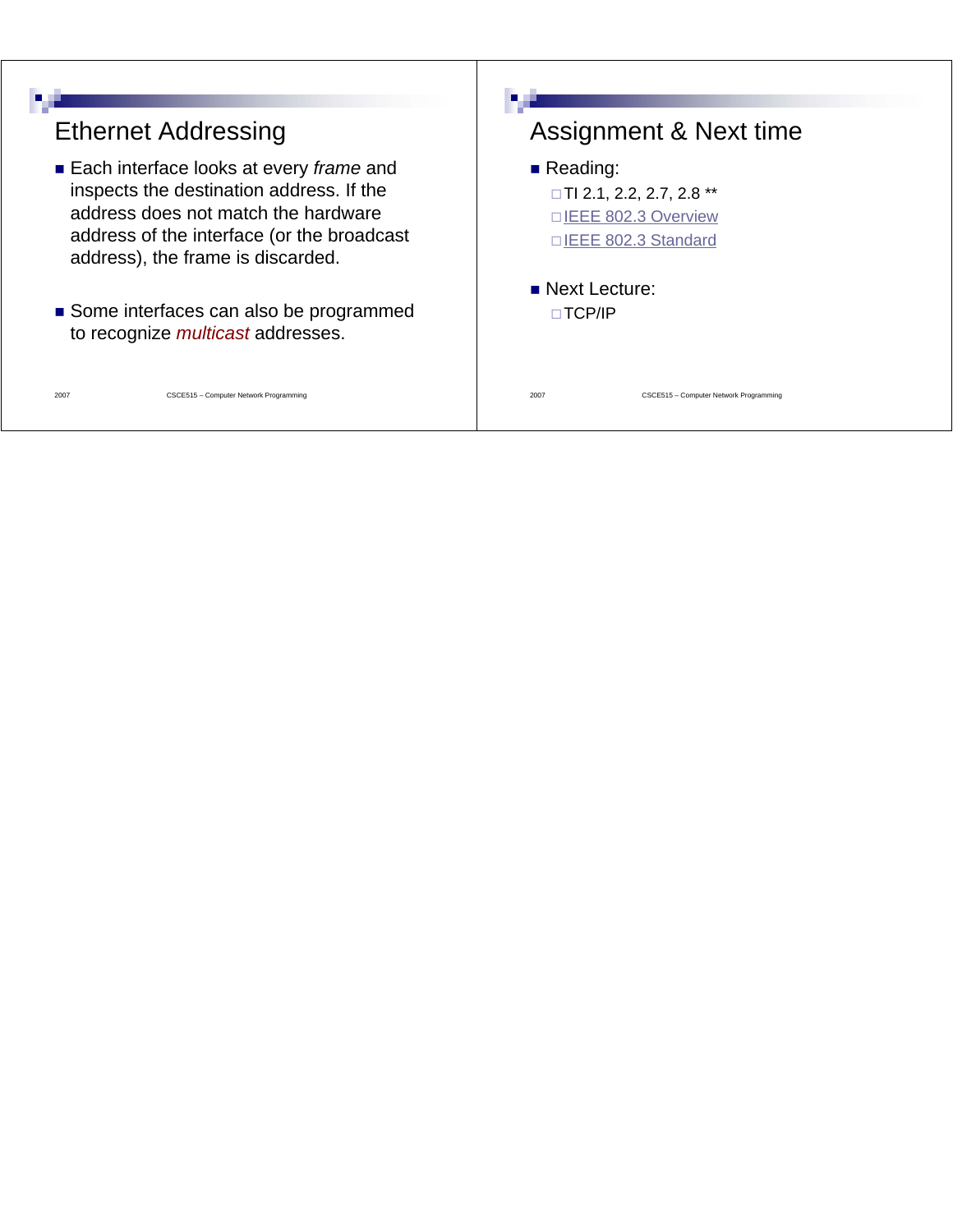## Ethernet Addressing

- Each interface looks at every *frame* and inspects the destination address. If the address does not match the hardware address of the interface (or the broadcast address), the frame is discarded.

- Some interfaces can also be programmed to recognize *multicast* addresses.

## Assignment & Next time

- Reading:
  - TI 2.1, 2.2, 2.7, 2.8 **
  - IEEE 802.3 Overview
  - IEEE 802.3 Standard

- Next Lecture:
  - TCP/IP